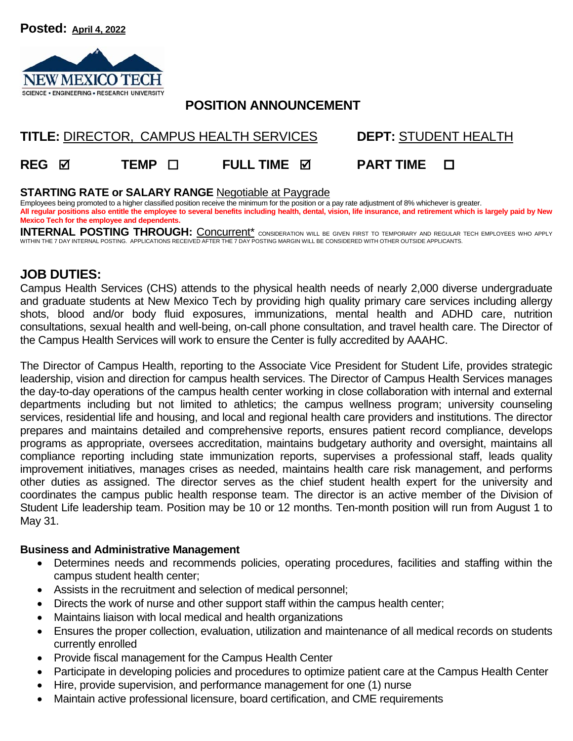**Posted:** April 4, 2022

NEW MEXICO TECH
SCIENCE • ENGINEERING • RESEARCH UNIVERSITY

# POSITION ANNOUNCEMENT

**TITLE:** DIRECTOR, CAMPUS HEALTH SERVICES **DEPT:** STUDENT HEALTH

**REG** ☑ **TEMP** ☐ **FULL TIME** ☑ **PART TIME** ☐

**STARTING RATE or SALARY RANGE** Negotiable at Paygrade

Employees being promoted to a higher classified position receive the minimum for the position or a pay rate adjustment of 8% whichever is greater.

**All regular positions also entitle the employee to several benefits including health, dental, vision, life insurance, and retirement which is largely paid by New Mexico Tech for the employee and dependents.**

**INTERNAL POSTING THROUGH:** Concurrent* CONSIDERATION WILL BE GIVEN FIRST TO TEMPORARY AND REGULAR TECH EMPLOYEES WHO APPLY WITHIN THE 7 DAY INTERNAL POSTING. APPLICATIONS RECEIVED AFTER THE 7 DAY POSTING MARGIN WILL BE CONSIDERED WITH OTHER OUTSIDE APPLICANTS.

## JOB DUTIES:

Campus Health Services (CHS) attends to the physical health needs of nearly 2,000 diverse undergraduate and graduate students at New Mexico Tech by providing high quality primary care services including allergy shots, blood and/or body fluid exposures, immunizations, mental health and ADHD care, nutrition consultations, sexual health and well-being, on-call phone consultation, and travel health care. The Director of the Campus Health Services will work to ensure the Center is fully accredited by AAAHC.

The Director of Campus Health, reporting to the Associate Vice President for Student Life, provides strategic leadership, vision and direction for campus health services. The Director of Campus Health Services manages the day-to-day operations of the campus health center working in close collaboration with internal and external departments including but not limited to athletics; the campus wellness program; university counseling services, residential life and housing, and local and regional health care providers and institutions. The director prepares and maintains detailed and comprehensive reports, ensures patient record compliance, develops programs as appropriate, oversees accreditation, maintains budgetary authority and oversight, maintains all compliance reporting including state immunization reports, supervises a professional staff, leads quality improvement initiatives, manages crises as needed, maintains health care risk management, and performs other duties as assigned. The director serves as the chief student health expert for the university and coordinates the campus public health response team. The director is an active member of the Division of Student Life leadership team. Position may be 10 or 12 months. Ten-month position will run from August 1 to May 31.

### Business and Administrative Management

- Determines needs and recommends policies, operating procedures, facilities and staffing within the campus student health center;
- Assists in the recruitment and selection of medical personnel;
- Directs the work of nurse and other support staff within the campus health center;
- Maintains liaison with local medical and health organizations
- Ensures the proper collection, evaluation, utilization and maintenance of all medical records on students currently enrolled
- Provide fiscal management for the Campus Health Center
- Participate in developing policies and procedures to optimize patient care at the Campus Health Center
- Hire, provide supervision, and performance management for one (1) nurse
- Maintain active professional licensure, board certification, and CME requirements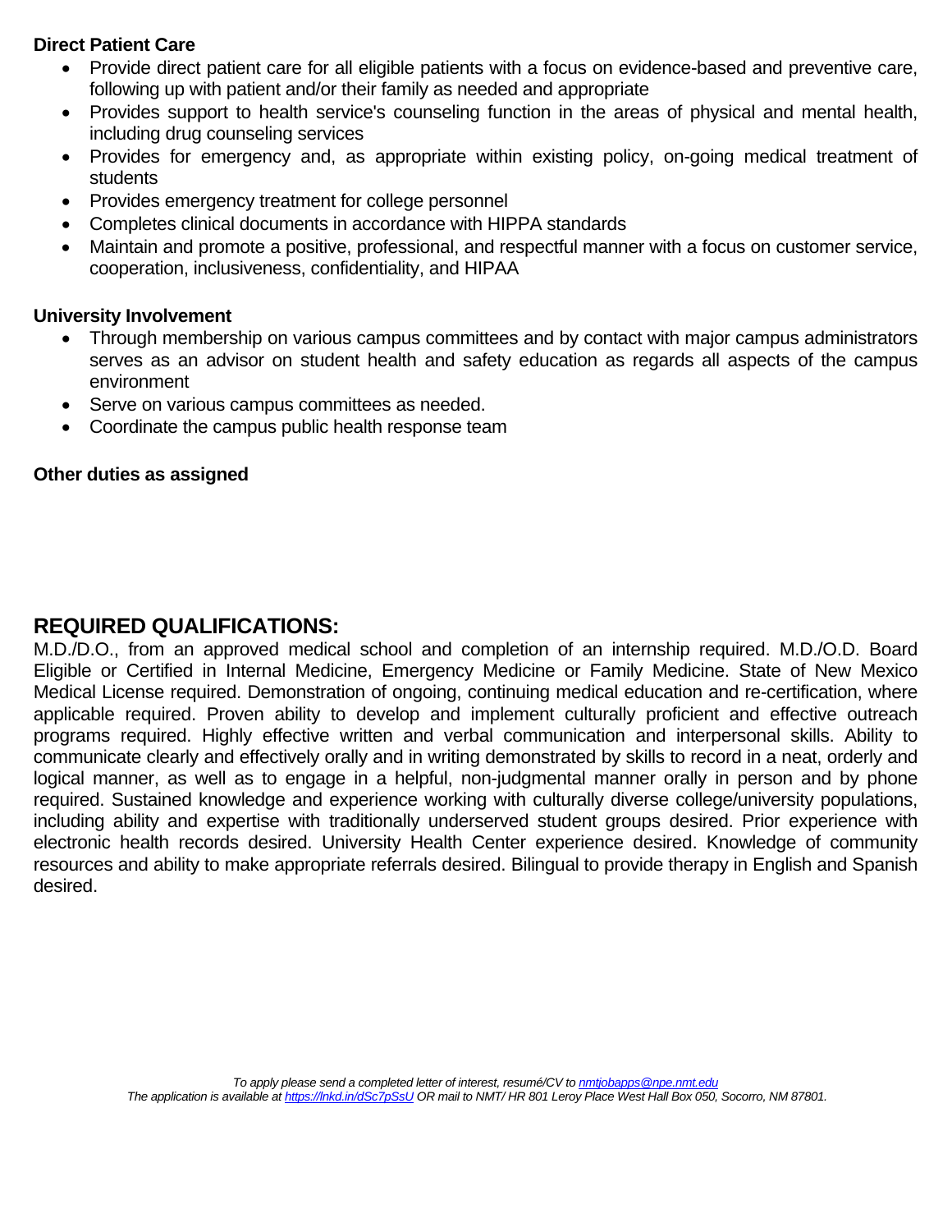**Direct Patient Care**

- Provide direct patient care for all eligible patients with a focus on evidence-based and preventive care, following up with patient and/or their family as needed and appropriate
- Provides support to health service's counseling function in the areas of physical and mental health, including drug counseling services
- Provides for emergency and, as appropriate within existing policy, on-going medical treatment of students
- Provides emergency treatment for college personnel
- Completes clinical documents in accordance with HIPPA standards
- Maintain and promote a positive, professional, and respectful manner with a focus on customer service, cooperation, inclusiveness, confidentiality, and HIPAA

**University Involvement**

- Through membership on various campus committees and by contact with major campus administrators serves as an advisor on student health and safety education as regards all aspects of the campus environment
- Serve on various campus committees as needed.
- Coordinate the campus public health response team

**Other duties as assigned**

## REQUIRED QUALIFICATIONS:

M.D./D.O., from an approved medical school and completion of an internship required. M.D./O.D. Board Eligible or Certified in Internal Medicine, Emergency Medicine or Family Medicine. State of New Mexico Medical License required. Demonstration of ongoing, continuing medical education and re-certification, where applicable required. Proven ability to develop and implement culturally proficient and effective outreach programs required. Highly effective written and verbal communication and interpersonal skills. Ability to communicate clearly and effectively orally and in writing demonstrated by skills to record in a neat, orderly and logical manner, as well as to engage in a helpful, non-judgmental manner orally in person and by phone required. Sustained knowledge and experience working with culturally diverse college/university populations, including ability and expertise with traditionally underserved student groups desired. Prior experience with electronic health records desired. University Health Center experience desired. Knowledge of community resources and ability to make appropriate referrals desired. Bilingual to provide therapy in English and Spanish desired.

*To apply please send a completed letter of interest, resumé/CV to nmtjobapps@npe.nmt.edu*
*The application is available at https://lnkd.in/dSc7pSsU OR mail to NMT/ HR 801 Leroy Place West Hall Box 050, Socorro, NM 87801.*